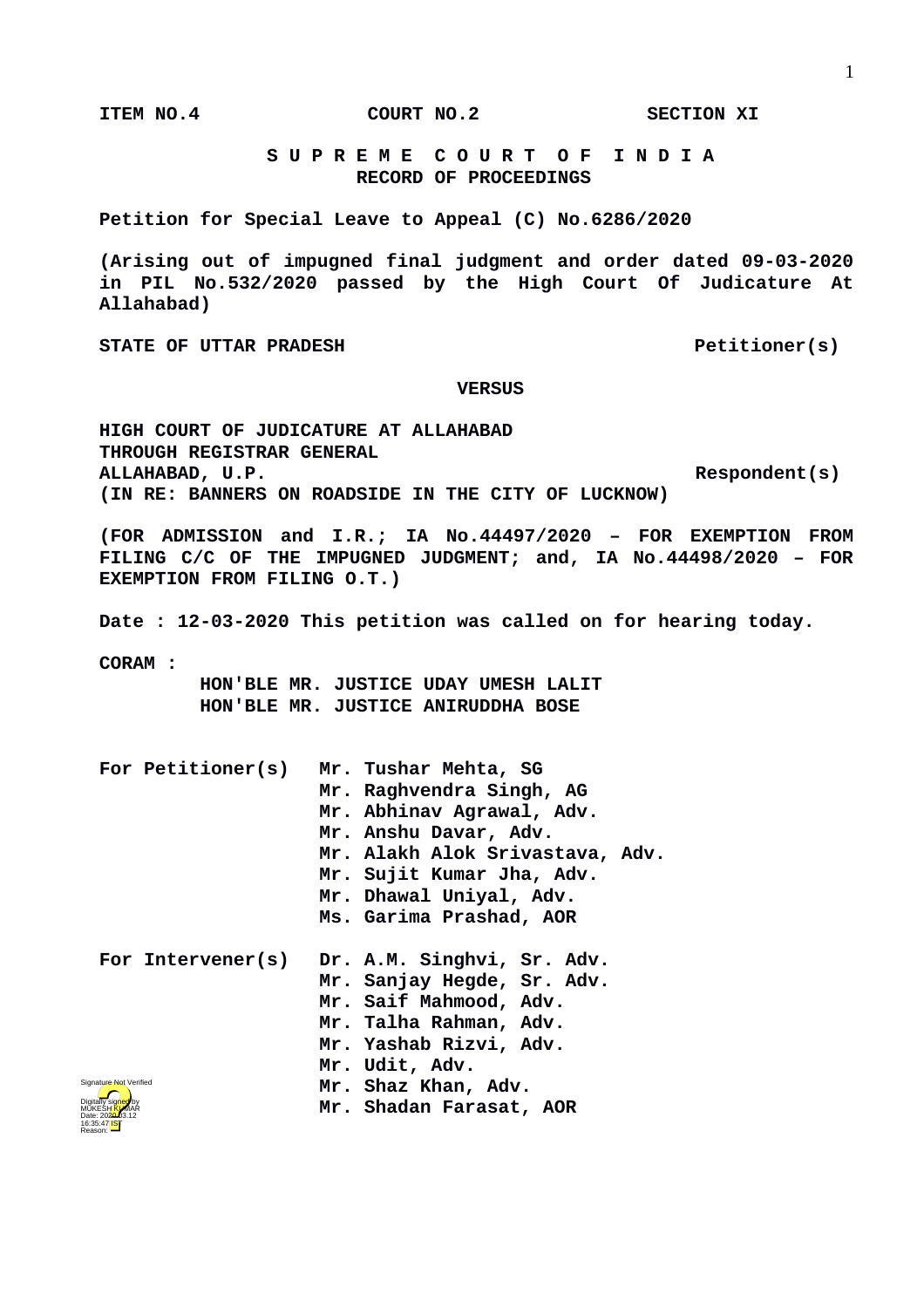**ITEM NO.4 COURT NO.2 SECTION XI**

**S U P R E M E C O U R T O F I N D I A**
**RECORD OF PROCEEDINGS**

**Petition for Special Leave to Appeal (C) No.6286/2020**

**(Arising out of impugned final judgment and order dated 09-03-2020 in PIL No.532/2020 passed by the High Court Of Judicature At Allahabad)**

**STATE OF UTTAR PRADESH Petitioner(s)**

**VERSUS**

**HIGH COURT OF JUDICATURE AT ALLAHABAD**
**THROUGH REGISTRAR GENERAL**
**ALLAHABAD, U.P. Respondent(s)**
**(IN RE: BANNERS ON ROADSIDE IN THE CITY OF LUCKNOW)**

**(FOR ADMISSION and I.R.; IA No.44497/2020 – FOR EXEMPTION FROM FILING C/C OF THE IMPUGNED JUDGMENT; and, IA No.44498/2020 – FOR EXEMPTION FROM FILING O.T.)**

**Date : 12-03-2020 This petition was called on for hearing today.**

**CORAM :**
**HON'BLE MR. JUSTICE UDAY UMESH LALIT**
**HON'BLE MR. JUSTICE ANIRUDDHA BOSE**

**For Petitioner(s)**
**Mr. Tushar Mehta, SG**
**Mr. Raghvendra Singh, AG**
**Mr. Abhinav Agrawal, Adv.**
**Mr. Anshu Davar, Adv.**
**Mr. Alakh Alok Srivastava, Adv.**
**Mr. Sujit Kumar Jha, Adv.**
**Mr. Dhawal Uniyal, Adv.**
**Ms. Garima Prashad, AOR**

**For Intervener(s)**
**Dr. A.M. Singhvi, Sr. Adv.**
**Mr. Sanjay Hegde, Sr. Adv.**
**Mr. Saif Mahmood, Adv.**
**Mr. Talha Rahman, Adv.**
**Mr. Yashab Rizvi, Adv.**
**Mr. Udit, Adv.**
**Mr. Shaz Khan, Adv.**
**Mr. Shadan Farasat, AOR**

Signature Not Verified
Digitally signed by MUKESH KUMAR
Date: 2020.03.12 16:35:47 IST
Reason: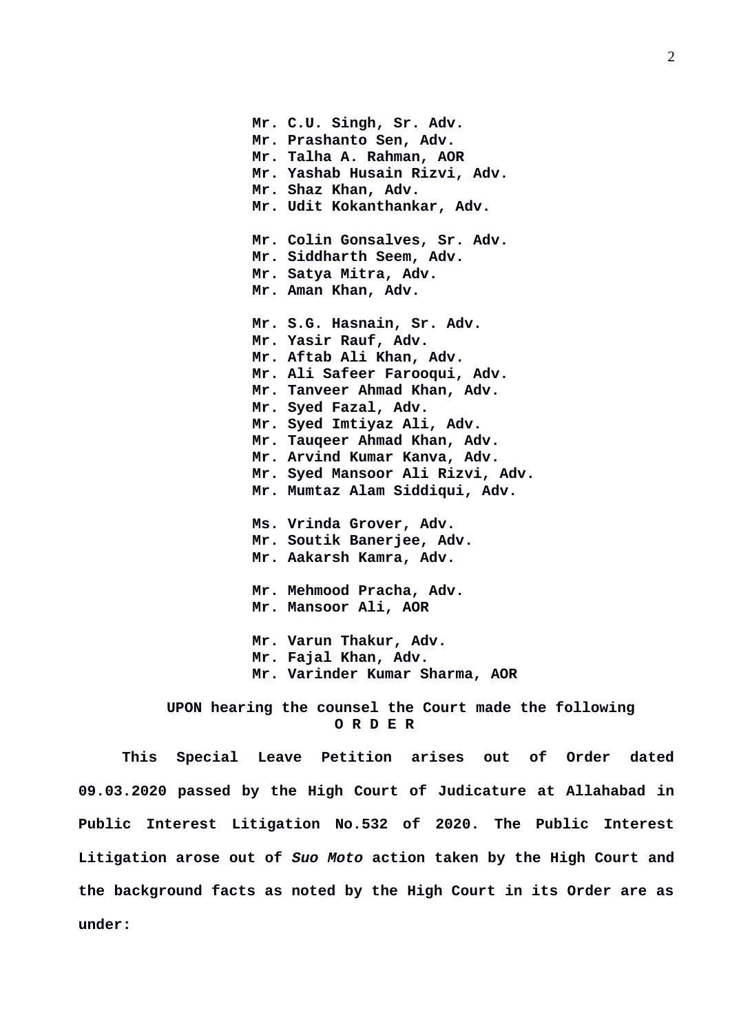**Mr. C.U. Singh, Sr. Adv.**
**Mr. Prashanto Sen, Adv.**
**Mr. Talha A. Rahman, AOR**
**Mr. Yashab Husain Rizvi, Adv.**
**Mr. Shaz Khan, Adv.**
**Mr. Udit Kokanthankar, Adv.**

**Mr. Colin Gonsalves, Sr. Adv.**
**Mr. Siddharth Seem, Adv.**
**Mr. Satya Mitra, Adv.**
**Mr. Aman Khan, Adv.**

**Mr. S.G. Hasnain, Sr. Adv.**
**Mr. Yasir Rauf, Adv.**
**Mr. Aftab Ali Khan, Adv.**
**Mr. Ali Safeer Farooqui, Adv.**
**Mr. Tanveer Ahmad Khan, Adv.**
**Mr. Syed Fazal, Adv.**
**Mr. Syed Imtiyaz Ali, Adv.**
**Mr. Tauqeer Ahmad Khan, Adv.**
**Mr. Arvind Kumar Kanva, Adv.**
**Mr. Syed Mansoor Ali Rizvi, Adv.**
**Mr. Mumtaz Alam Siddiqui, Adv.**

**Ms. Vrinda Grover, Adv.**
**Mr. Soutik Banerjee, Adv.**
**Mr. Aakarsh Kamra, Adv.**

**Mr. Mehmood Pracha, Adv.**
**Mr. Mansoor Ali, AOR**

**Mr. Varun Thakur, Adv.**
**Mr. Fajal Khan, Adv.**
**Mr. Varinder Kumar Sharma, AOR**

**UPON hearing the counsel the Court made the following**
**O R D E R**

**This Special Leave Petition arises out of Order dated 09.03.2020 passed by the High Court of Judicature at Allahabad in Public Interest Litigation No.532 of 2020. The Public Interest Litigation arose out of *Suo Moto* action taken by the High Court and the background facts as noted by the High Court in its Order are as under:**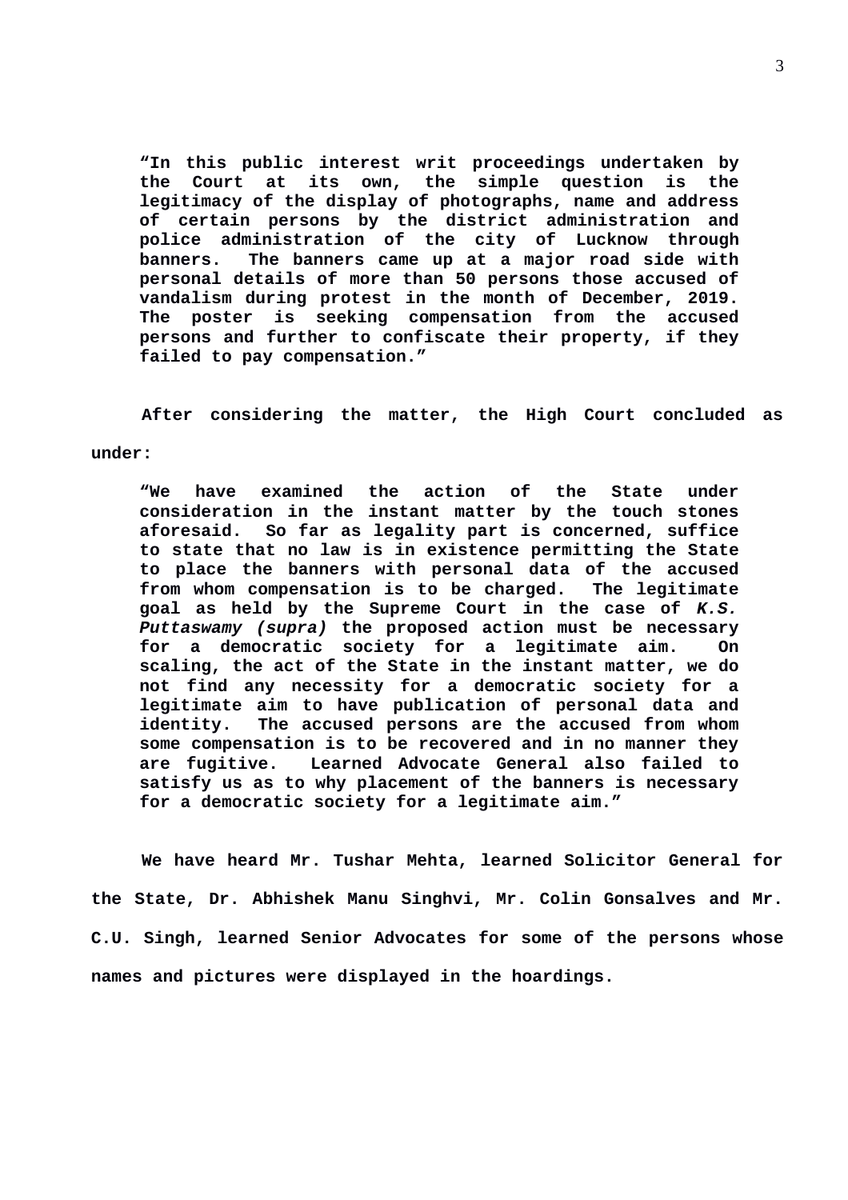> **"In this public interest writ proceedings undertaken by the Court at its own, the simple question is the legitimacy of the display of photographs, name and address of certain persons by the district administration and police administration of the city of Lucknow through banners. The banners came up at a major road side with personal details of more than 50 persons those accused of vandalism during protest in the month of December, 2019. The poster is seeking compensation from the accused persons and further to confiscate their property, if they failed to pay compensation."**

**After considering the matter, the High Court concluded as under:**

> **"We have examined the action of the State under consideration in the instant matter by the touch stones aforesaid. So far as legality part is concerned, suffice to state that no law is in existence permitting the State to place the banners with personal data of the accused from whom compensation is to be charged. The legitimate goal as held by the Supreme Court in the case of *K.S. Puttaswamy (supra)* the proposed action must be necessary for a democratic society for a legitimate aim. On scaling, the act of the State in the instant matter, we do not find any necessity for a democratic society for a legitimate aim to have publication of personal data and identity. The accused persons are the accused from whom some compensation is to be recovered and in no manner they are fugitive. Learned Advocate General also failed to satisfy us as to why placement of the banners is necessary for a democratic society for a legitimate aim."**

**We have heard Mr. Tushar Mehta, learned Solicitor General for the State, Dr. Abhishek Manu Singhvi, Mr. Colin Gonsalves and Mr. C.U. Singh, learned Senior Advocates for some of the persons whose names and pictures were displayed in the hoardings.**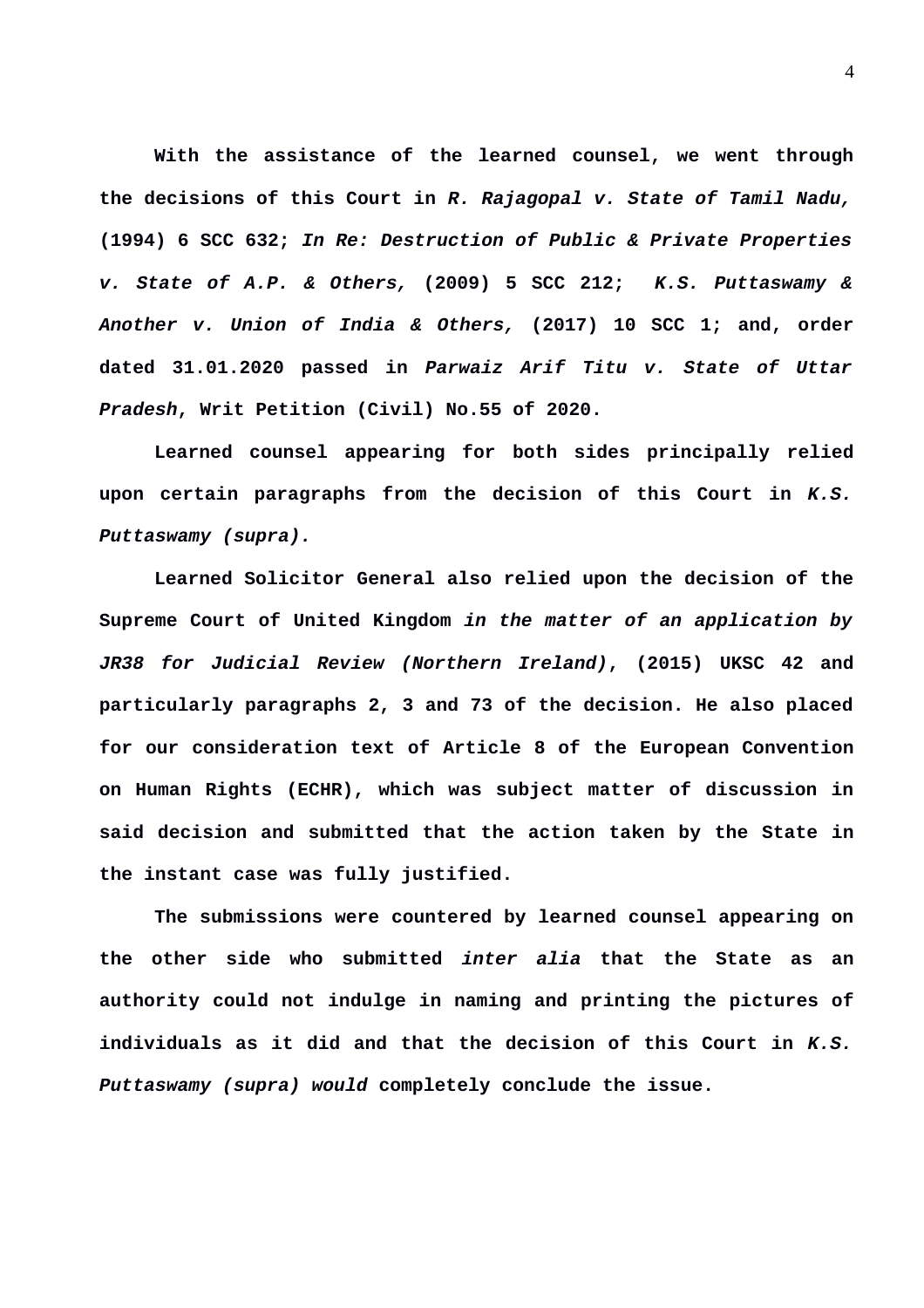**With the assistance of the learned counsel, we went through the decisions of this Court in *R. Rajagopal v. State of Tamil Nadu,* (1994) 6 SCC 632; *In Re: Destruction of Public & Private Properties v. State of A.P. & Others,* (2009) 5 SCC 212; *K.S. Puttaswamy & Another v. Union of India & Others,* (2017) 10 SCC 1; and, order dated 31.01.2020 passed in *Parwaiz Arif Titu v. State of Uttar Pradesh*, Writ Petition (Civil) No.55 of 2020.**

**Learned counsel appearing for both sides principally relied upon certain paragraphs from the decision of this Court in *K.S. Puttaswamy (supra).***

**Learned Solicitor General also relied upon the decision of the Supreme Court of United Kingdom *in the matter of an application by JR38 for Judicial Review (Northern Ireland)*, (2015) UKSC 42 and particularly paragraphs 2, 3 and 73 of the decision. He also placed for our consideration text of Article 8 of the European Convention on Human Rights (ECHR), which was subject matter of discussion in said decision and submitted that the action taken by the State in the instant case was fully justified.**

**The submissions were countered by learned counsel appearing on the other side who submitted *inter alia* that the State as an authority could not indulge in naming and printing the pictures of individuals as it did and that the decision of this Court in *K.S. Puttaswamy (supra) would* completely conclude the issue.**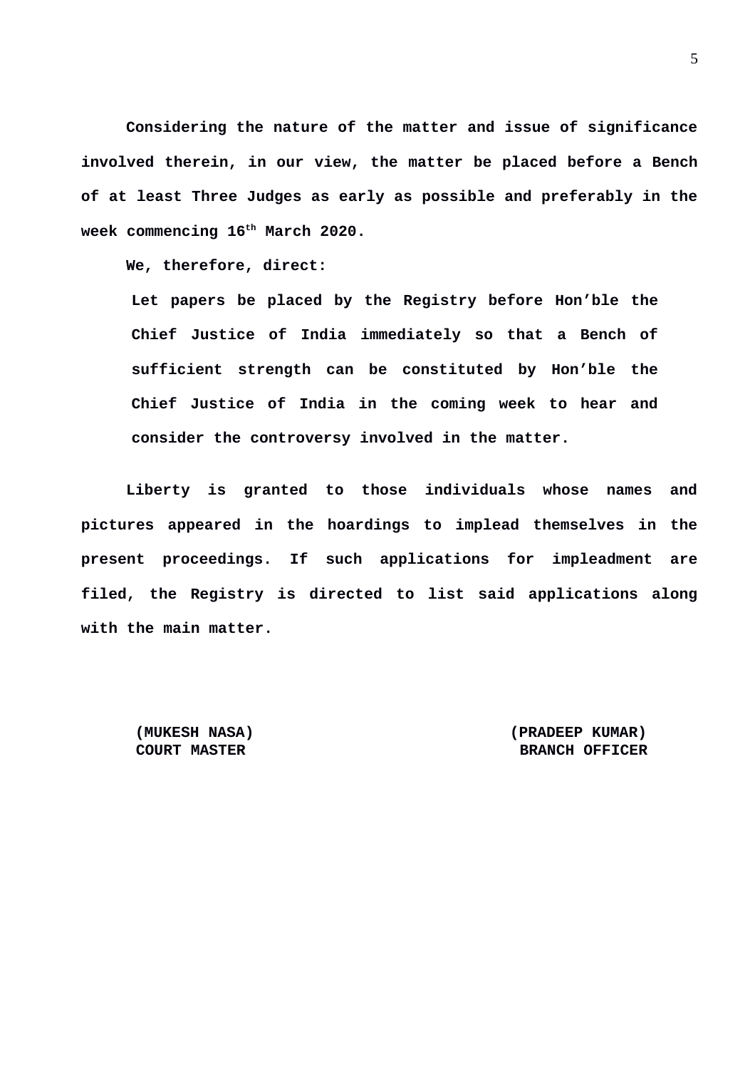**Considering the nature of the matter and issue of significance involved therein, in our view, the matter be placed before a Bench of at least Three Judges as early as possible and preferably in the week commencing 16th March 2020.**

**We, therefore, direct:**

> **Let papers be placed by the Registry before Hon'ble the Chief Justice of India immediately so that a Bench of sufficient strength can be constituted by Hon'ble the Chief Justice of India in the coming week to hear and consider the controversy involved in the matter.**

**Liberty is granted to those individuals whose names and pictures appeared in the hoardings to implead themselves in the present proceedings. If such applications for impleadment are filed, the Registry is directed to list said applications along with the main matter.**

| | |
|---|---|
| **(MUKESH NASA)** | **(PRADEEP KUMAR)** |
| **COURT MASTER** | **BRANCH OFFICER** |